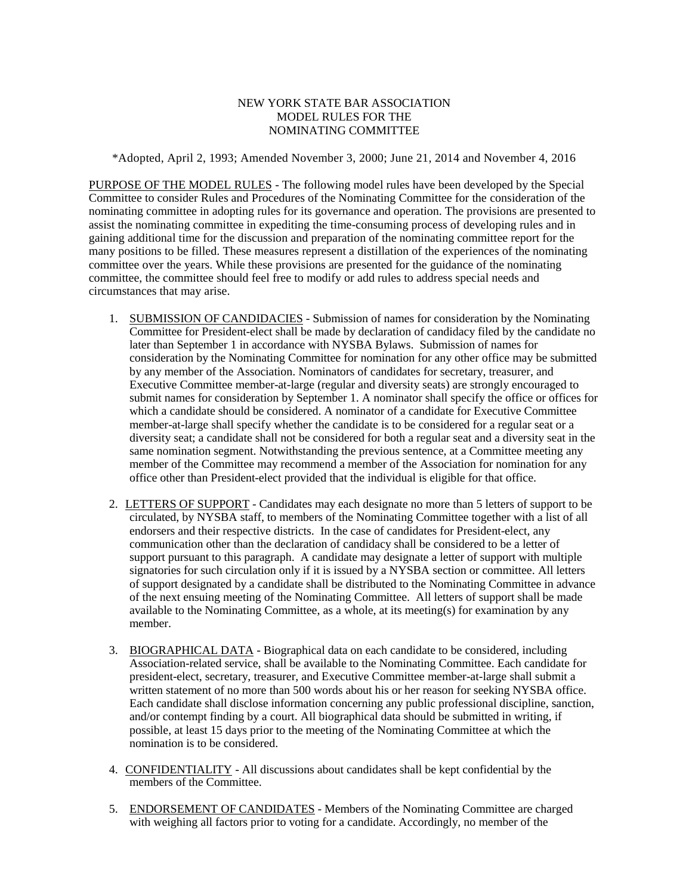# NEW YORK STATE BAR ASSOCIATION
## MODEL RULES FOR THE
## NOMINATING COMMITTEE

*Adopted, April 2, 1993; Amended November 3, 2000; June 21, 2014 and November 4, 2016

PURPOSE OF THE MODEL RULES - The following model rules have been developed by the Special Committee to consider Rules and Procedures of the Nominating Committee for the consideration of the nominating committee in adopting rules for its governance and operation. The provisions are presented to assist the nominating committee in expediting the time-consuming process of developing rules and in gaining additional time for the discussion and preparation of the nominating committee report for the many positions to be filled. These measures represent a distillation of the experiences of the nominating committee over the years. While these provisions are presented for the guidance of the nominating committee, the committee should feel free to modify or add rules to address special needs and circumstances that may arise.

1. SUBMISSION OF CANDIDACIES - Submission of names for consideration by the Nominating Committee for President-elect shall be made by declaration of candidacy filed by the candidate no later than September 1 in accordance with NYSBA Bylaws. Submission of names for consideration by the Nominating Committee for nomination for any other office may be submitted by any member of the Association. Nominators of candidates for secretary, treasurer, and Executive Committee member-at-large (regular and diversity seats) are strongly encouraged to submit names for consideration by September 1. A nominator shall specify the office or offices for which a candidate should be considered. A nominator of a candidate for Executive Committee member-at-large shall specify whether the candidate is to be considered for a regular seat or a diversity seat; a candidate shall not be considered for both a regular seat and a diversity seat in the same nomination segment. Notwithstanding the previous sentence, at a Committee meeting any member of the Committee may recommend a member of the Association for nomination for any office other than President-elect provided that the individual is eligible for that office.

2. LETTERS OF SUPPORT - Candidates may each designate no more than 5 letters of support to be circulated, by NYSBA staff, to members of the Nominating Committee together with a list of all endorsers and their respective districts. In the case of candidates for President-elect, any communication other than the declaration of candidacy shall be considered to be a letter of support pursuant to this paragraph. A candidate may designate a letter of support with multiple signatories for such circulation only if it is issued by a NYSBA section or committee. All letters of support designated by a candidate shall be distributed to the Nominating Committee in advance of the next ensuing meeting of the Nominating Committee. All letters of support shall be made available to the Nominating Committee, as a whole, at its meeting(s) for examination by any member.

3. BIOGRAPHICAL DATA - Biographical data on each candidate to be considered, including Association-related service, shall be available to the Nominating Committee. Each candidate for president-elect, secretary, treasurer, and Executive Committee member-at-large shall submit a written statement of no more than 500 words about his or her reason for seeking NYSBA office. Each candidate shall disclose information concerning any public professional discipline, sanction, and/or contempt finding by a court. All biographical data should be submitted in writing, if possible, at least 15 days prior to the meeting of the Nominating Committee at which the nomination is to be considered.

4. CONFIDENTIALITY - All discussions about candidates shall be kept confidential by the members of the Committee.

5. ENDORSEMENT OF CANDIDATES - Members of the Nominating Committee are charged with weighing all factors prior to voting for a candidate. Accordingly, no member of the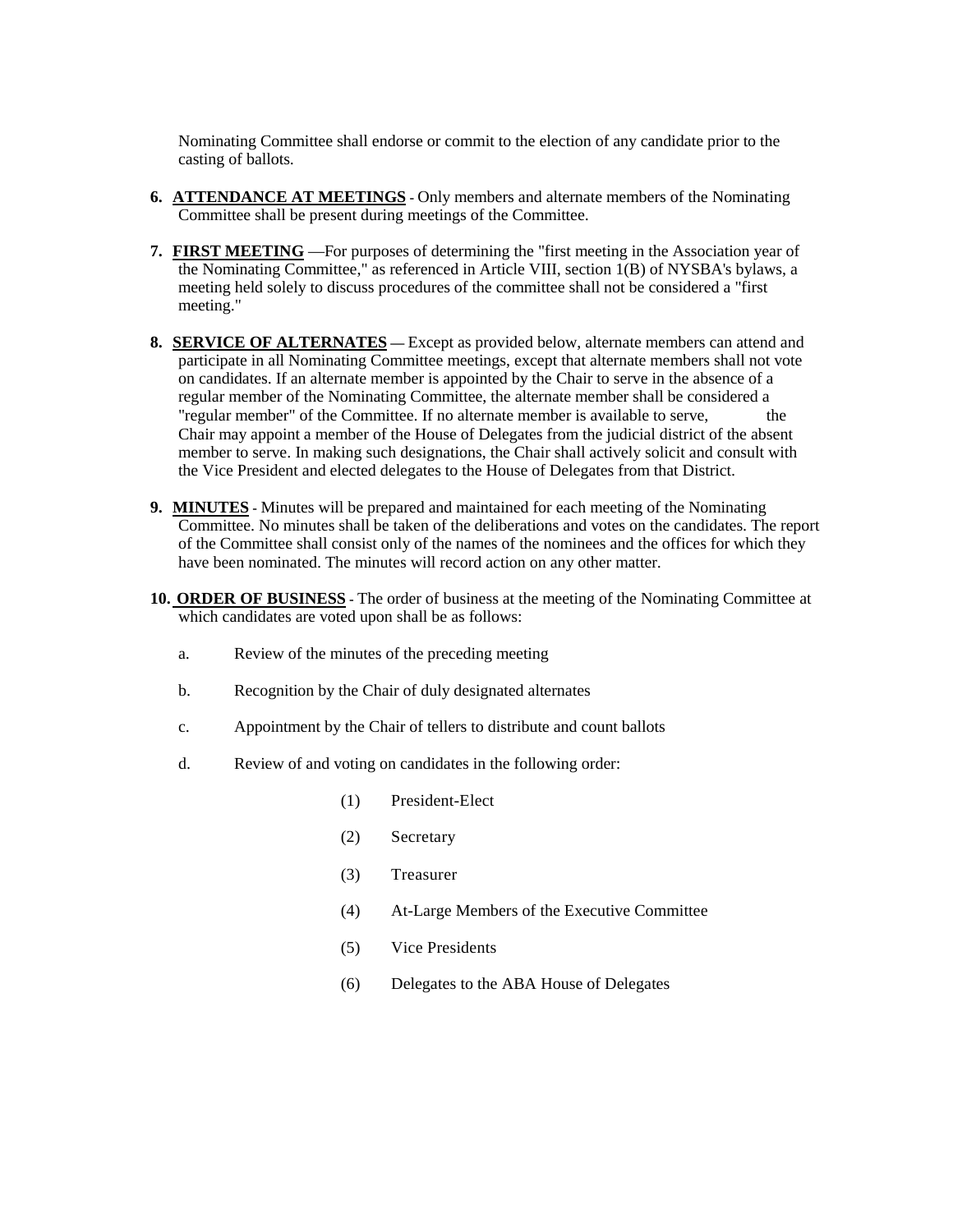Nominating Committee shall endorse or commit to the election of any candidate prior to the casting of ballots.

6. **ATTENDANCE AT MEETINGS** - Only members and alternate members of the Nominating Committee shall be present during meetings of the Committee.

7. **FIRST MEETING** —For purposes of determining the "first meeting in the Association year of the Nominating Committee," as referenced in Article VIII, section 1(B) of NYSBA's bylaws, a meeting held solely to discuss procedures of the committee shall not be considered a "first meeting."

8. **SERVICE OF ALTERNATES** — Except as provided below, alternate members can attend and participate in all Nominating Committee meetings, except that alternate members shall not vote on candidates. If an alternate member is appointed by the Chair to serve in the absence of a regular member of the Nominating Committee, the alternate member shall be considered a "regular member" of the Committee. If no alternate member is available to serve, the Chair may appoint a member of the House of Delegates from the judicial district of the absent member to serve. In making such designations, the Chair shall actively solicit and consult with the Vice President and elected delegates to the House of Delegates from that District.

9. **MINUTES** - Minutes will be prepared and maintained for each meeting of the Nominating Committee. No minutes shall be taken of the deliberations and votes on the candidates. The report of the Committee shall consist only of the names of the nominees and the offices for which they have been nominated. The minutes will record action on any other matter.

10. **ORDER OF BUSINESS** - The order of business at the meeting of the Nominating Committee at which candidates are voted upon shall be as follows:

    a. Review of the minutes of the preceding meeting

    b. Recognition by the Chair of duly designated alternates

    c. Appointment by the Chair of tellers to distribute and count ballots

    d. Review of and voting on candidates in the following order:

        (1) President-Elect

        (2) Secretary

        (3) Treasurer

        (4) At-Large Members of the Executive Committee

        (5) Vice Presidents

        (6) Delegates to the ABA House of Delegates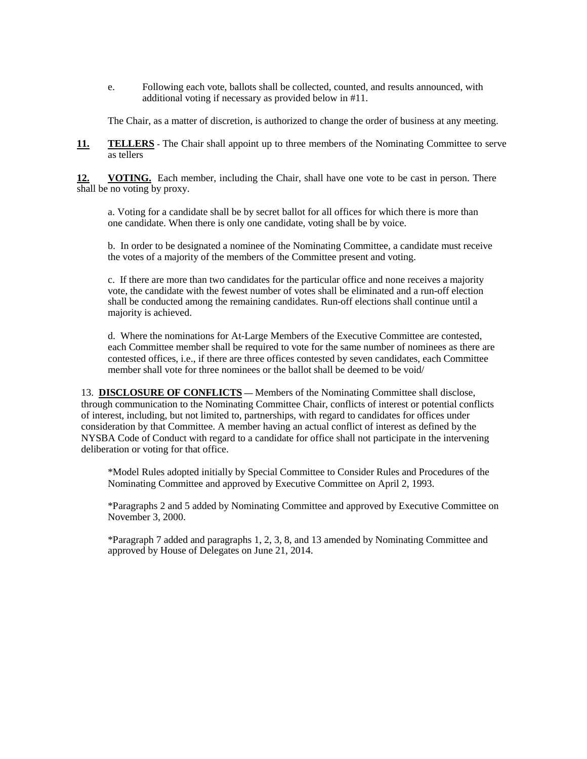e. Following each vote, ballots shall be collected, counted, and results announced, with additional voting if necessary as provided below in #11.

The Chair, as a matter of discretion, is authorized to change the order of business at any meeting.

**11. TELLERS** - The Chair shall appoint up to three members of the Nominating Committee to serve as tellers

**12. VOTING.** Each member, including the Chair, shall have one vote to be cast in person. There shall be no voting by proxy.

a. Voting for a candidate shall be by secret ballot for all offices for which there is more than one candidate. When there is only one candidate, voting shall be by voice.

b. In order to be designated a nominee of the Nominating Committee, a candidate must receive the votes of a majority of the members of the Committee present and voting.

c. If there are more than two candidates for the particular office and none receives a majority vote, the candidate with the fewest number of votes shall be eliminated and a run-off election shall be conducted among the remaining candidates. Run-off elections shall continue until a majority is achieved.

d. Where the nominations for At-Large Members of the Executive Committee are contested, each Committee member shall be required to vote for the same number of nominees as there are contested offices, i.e., if there are three offices contested by seven candidates, each Committee member shall vote for three nominees or the ballot shall be deemed to be void/

13. **DISCLOSURE OF CONFLICTS** — Members of the Nominating Committee shall disclose, through communication to the Nominating Committee Chair, conflicts of interest or potential conflicts of interest, including, but not limited to, partnerships, with regard to candidates for offices under consideration by that Committee. A member having an actual conflict of interest as defined by the NYSBA Code of Conduct with regard to a candidate for office shall not participate in the intervening deliberation or voting for that office.

*Model Rules adopted initially by Special Committee to Consider Rules and Procedures of the Nominating Committee and approved by Executive Committee on April 2, 1993.

*Paragraphs 2 and 5 added by Nominating Committee and approved by Executive Committee on November 3, 2000.

*Paragraph 7 added and paragraphs 1, 2, 3, 8, and 13 amended by Nominating Committee and approved by House of Delegates on June 21, 2014.